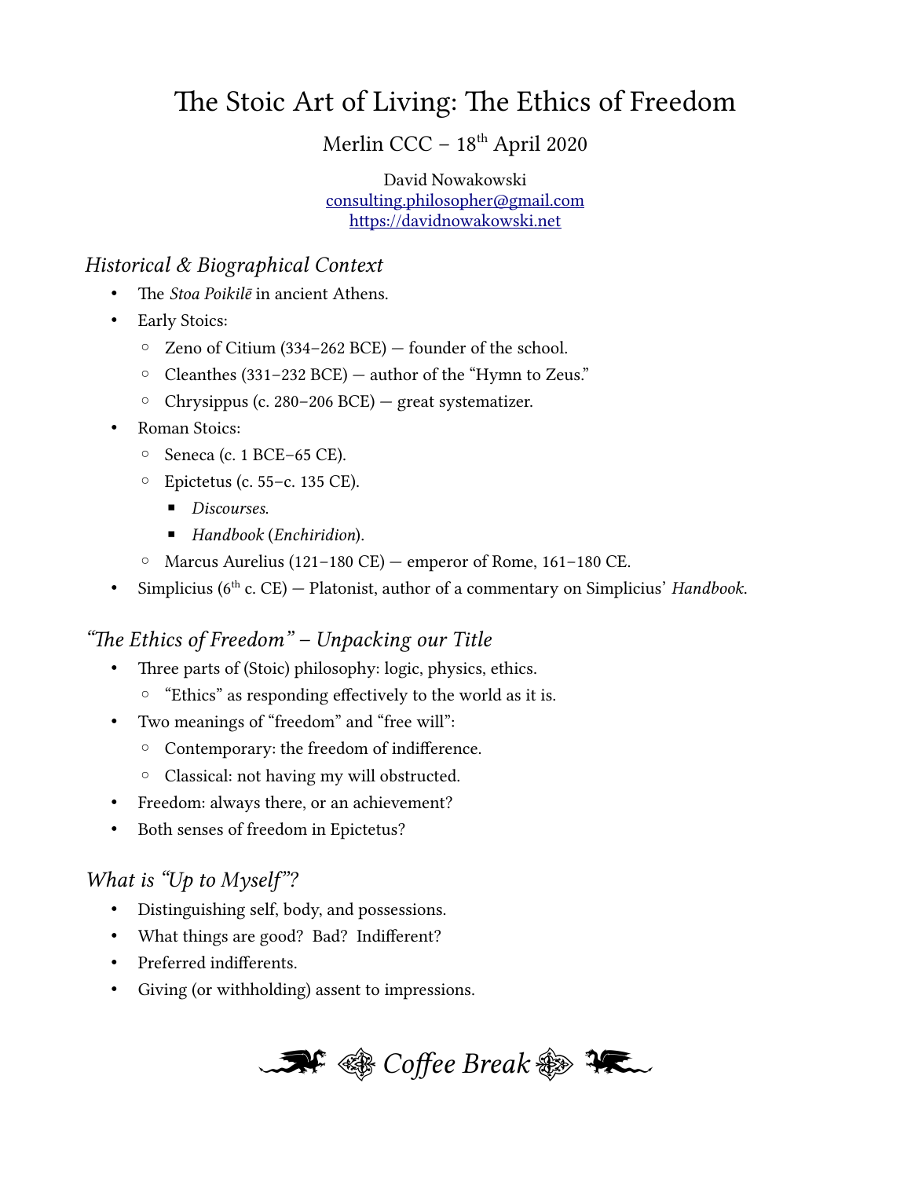# The Stoic Art of Living: The Ethics of Freedom

Merlin CCC – 18th April 2020

David Nowakowski
[consulting.philosopher@gmail.com](mailto:consulting.philosopher@gmail.com)
[https://davidnowakowski.net](https://davidnowakowski.net)

### *Historical & Biographical Context*

- The *Stoa Poikilē* in ancient Athens.
- Early Stoics:
  - Zeno of Citium (334–262 BCE) — founder of the school.
  - Cleanthes (331–232 BCE) — author of the "Hymn to Zeus."
  - Chrysippus (c. 280–206 BCE) — great systematizer.
- Roman Stoics:
  - Seneca (c. 1 BCE–65 CE).
  - Epictetus (c. 55–c. 135 CE).
    - *Discourses.*
    - *Handbook* (*Enchiridion*).
  - Marcus Aurelius (121–180 CE) — emperor of Rome, 161–180 CE.
- Simplicius (6th c. CE) — Platonist, author of a commentary on Simplicius' *Handbook.*

### *"The Ethics of Freedom" – Unpacking our Title*

- Three parts of (Stoic) philosophy: logic, physics, ethics.
  - "Ethics" as responding effectively to the world as it is.
- Two meanings of "freedom" and "free will":
  - Contemporary: the freedom of indifference.
  - Classical: not having my will obstructed.
- Freedom: always there, or an achievement?
- Both senses of freedom in Epictetus?

### *What is "Up to Myself"?*

- Distinguishing self, body, and possessions.
- What things are good? Bad? Indifferent?
- Preferred indifferents.
- Giving (or withholding) assent to impressions.

*Coffee Break*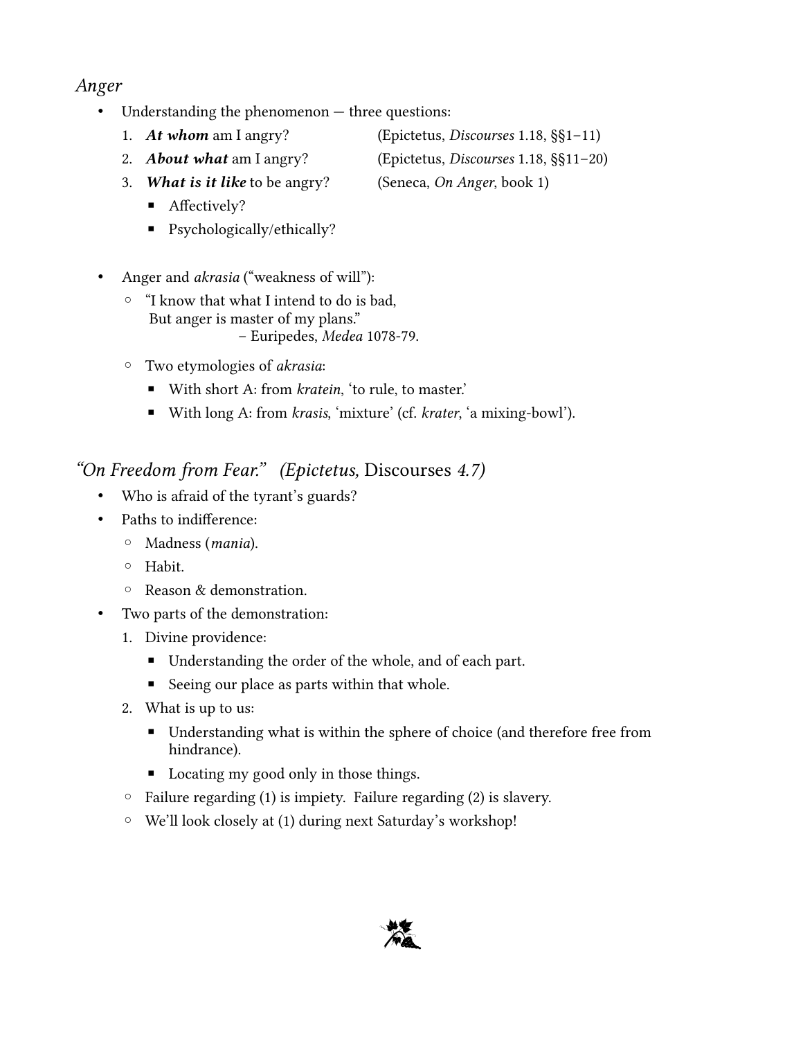*Anger*

- Understanding the phenomenon — three questions:
  1. ***At whom*** am I angry? (Epictetus, *Discourses* 1.18, §§1–11)
  2. ***About what*** am I angry? (Epictetus, *Discourses* 1.18, §§11–20)
  3. ***What is it like*** to be angry? (Seneca, *On Anger*, book 1)
     - Affectively?
     - Psychologically/ethically?

- Anger and *akrasia* ("weakness of will"):
  - "I know that what I intend to do is bad,
    But anger is master of my plans."
    – Euripedes, *Medea* 1078-79.
  - Two etymologies of *akrasia*:
    - With short A: from *kratein*, 'to rule, to master.'
    - With long A: from *krasis*, 'mixture' (cf. *krater*, 'a mixing-bowl').

*"On Freedom from Fear." (Epictetus,* Discourses *4.7)*

- Who is afraid of the tyrant's guards?
- Paths to indifference:
  - Madness (*mania*).
  - Habit.
  - Reason & demonstration.
- Two parts of the demonstration:
  1. Divine providence:
     - Understanding the order of the whole, and of each part.
     - Seeing our place as parts within that whole.
  2. What is up to us:
     - Understanding what is within the sphere of choice (and therefore free from hindrance).
     - Locating my good only in those things.
  - Failure regarding (1) is impiety. Failure regarding (2) is slavery.
  - We'll look closely at (1) during next Saturday's workshop!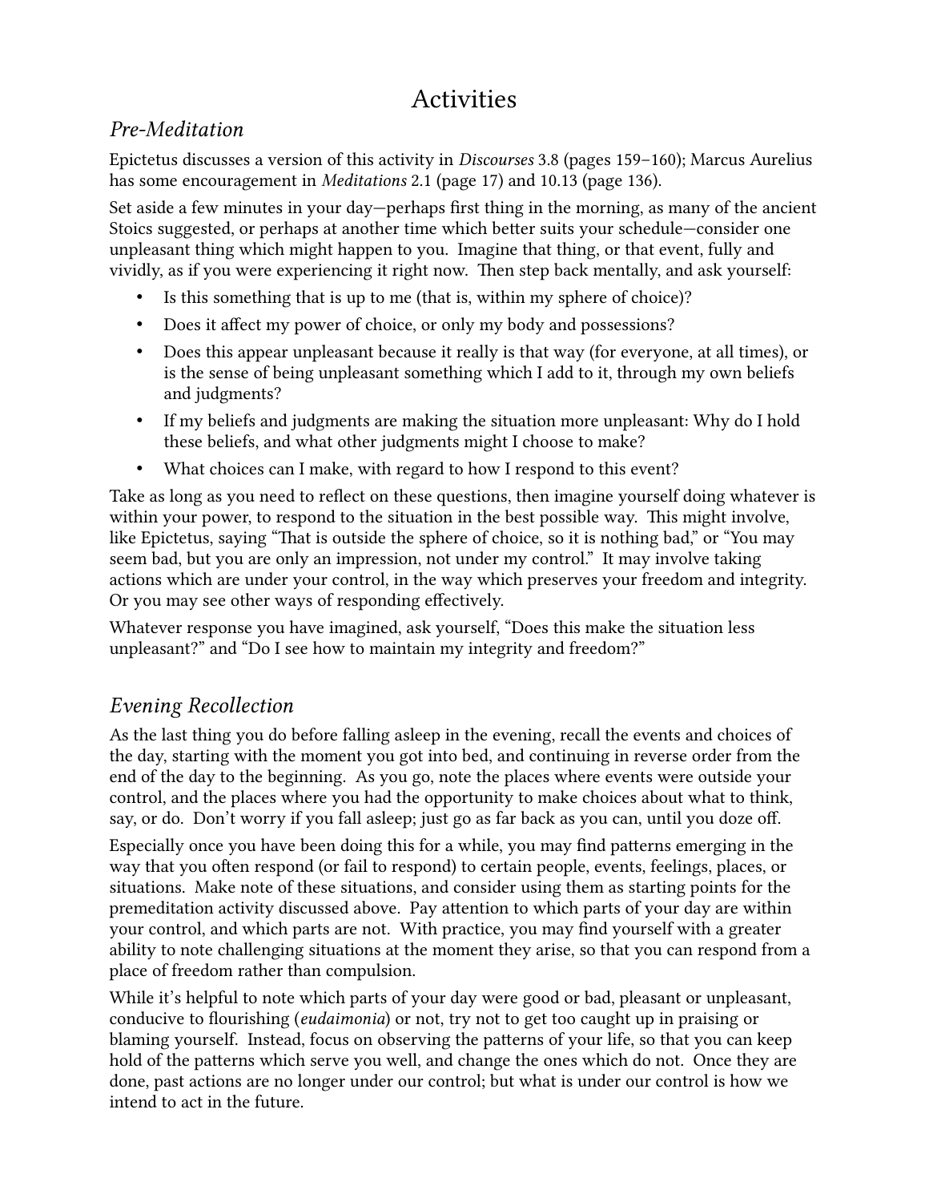# Activities

## *Pre-Meditation*

Epictetus discusses a version of this activity in *Discourses* 3.8 (pages 159–160); Marcus Aurelius has some encouragement in *Meditations* 2.1 (page 17) and 10.13 (page 136).

Set aside a few minutes in your day—perhaps first thing in the morning, as many of the ancient Stoics suggested, or perhaps at another time which better suits your schedule—consider one unpleasant thing which might happen to you. Imagine that thing, or that event, fully and vividly, as if you were experiencing it right now. Then step back mentally, and ask yourself:

- Is this something that is up to me (that is, within my sphere of choice)?
- Does it affect my power of choice, or only my body and possessions?
- Does this appear unpleasant because it really is that way (for everyone, at all times), or is the sense of being unpleasant something which I add to it, through my own beliefs and judgments?
- If my beliefs and judgments are making the situation more unpleasant: Why do I hold these beliefs, and what other judgments might I choose to make?
- What choices can I make, with regard to how I respond to this event?

Take as long as you need to reflect on these questions, then imagine yourself doing whatever is within your power, to respond to the situation in the best possible way. This might involve, like Epictetus, saying "That is outside the sphere of choice, so it is nothing bad," or "You may seem bad, but you are only an impression, not under my control." It may involve taking actions which are under your control, in the way which preserves your freedom and integrity. Or you may see other ways of responding effectively.

Whatever response you have imagined, ask yourself, "Does this make the situation less unpleasant?" and "Do I see how to maintain my integrity and freedom?"

## *Evening Recollection*

As the last thing you do before falling asleep in the evening, recall the events and choices of the day, starting with the moment you got into bed, and continuing in reverse order from the end of the day to the beginning. As you go, note the places where events were outside your control, and the places where you had the opportunity to make choices about what to think, say, or do. Don't worry if you fall asleep; just go as far back as you can, until you doze off.

Especially once you have been doing this for a while, you may find patterns emerging in the way that you often respond (or fail to respond) to certain people, events, feelings, places, or situations. Make note of these situations, and consider using them as starting points for the premeditation activity discussed above. Pay attention to which parts of your day are within your control, and which parts are not. With practice, you may find yourself with a greater ability to note challenging situations at the moment they arise, so that you can respond from a place of freedom rather than compulsion.

While it's helpful to note which parts of your day were good or bad, pleasant or unpleasant, conducive to flourishing (*eudaimonia*) or not, try not to get too caught up in praising or blaming yourself. Instead, focus on observing the patterns of your life, so that you can keep hold of the patterns which serve you well, and change the ones which do not. Once they are done, past actions are no longer under our control; but what is under our control is how we intend to act in the future.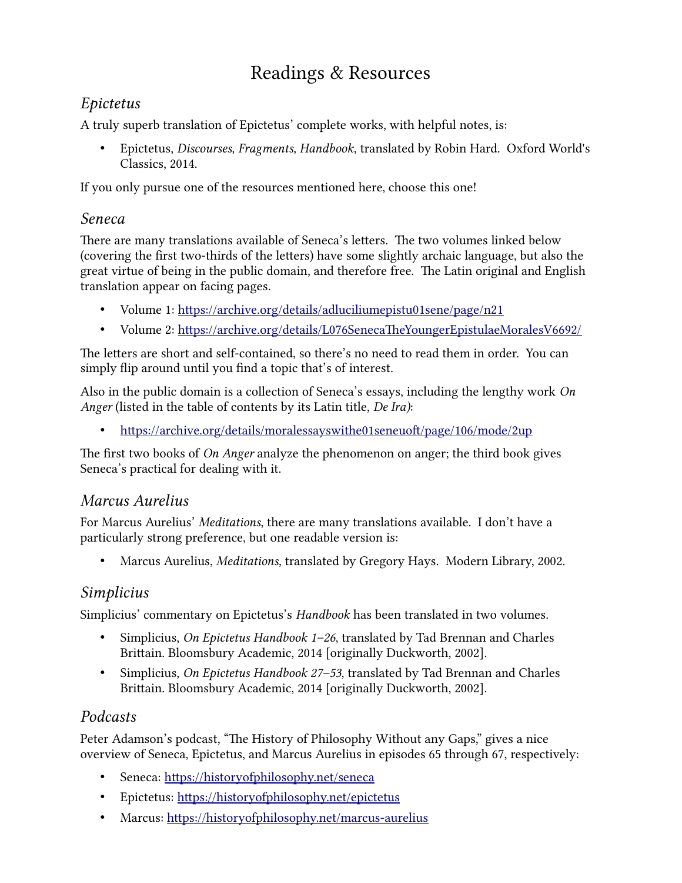# Readings & Resources

## *Epictetus*

A truly superb translation of Epictetus' complete works, with helpful notes, is:

- Epictetus, *Discourses, Fragments, Handbook*, translated by Robin Hard. Oxford World's Classics, 2014.

If you only pursue one of the resources mentioned here, choose this one!

## *Seneca*

There are many translations available of Seneca's letters. The two volumes linked below (covering the first two-thirds of the letters) have some slightly archaic language, but also the great virtue of being in the public domain, and therefore free. The Latin original and English translation appear on facing pages.

- Volume 1: https://archive.org/details/adluciliumepistu01sene/page/n21
- Volume 2: https://archive.org/details/L076SenecaTheYoungerEpistulaeMoralesV6692/

The letters are short and self-contained, so there's no need to read them in order. You can simply flip around until you find a topic that's of interest.

Also in the public domain is a collection of Seneca's essays, including the lengthy work *On Anger* (listed in the table of contents by its Latin title, *De Ira)*:

- https://archive.org/details/moralessayswithe01seneuoft/page/106/mode/2up

The first two books of *On Anger* analyze the phenomenon on anger; the third book gives Seneca's practical for dealing with it.

## *Marcus Aurelius*

For Marcus Aurelius' *Meditations*, there are many translations available. I don't have a particularly strong preference, but one readable version is:

- Marcus Aurelius, *Meditations*, translated by Gregory Hays. Modern Library, 2002.

## *Simplicius*

Simplicius' commentary on Epictetus's *Handbook* has been translated in two volumes.

- Simplicius, *On Epictetus Handbook 1–26*, translated by Tad Brennan and Charles Brittain. Bloomsbury Academic, 2014 [originally Duckworth, 2002].
- Simplicius, *On Epictetus Handbook 27–53*, translated by Tad Brennan and Charles Brittain. Bloomsbury Academic, 2014 [originally Duckworth, 2002].

## *Podcasts*

Peter Adamson's podcast, "The History of Philosophy Without any Gaps," gives a nice overview of Seneca, Epictetus, and Marcus Aurelius in episodes 65 through 67, respectively:

- Seneca: https://historyofphilosophy.net/seneca
- Epictetus: https://historyofphilosophy.net/epictetus
- Marcus: https://historyofphilosophy.net/marcus-aurelius